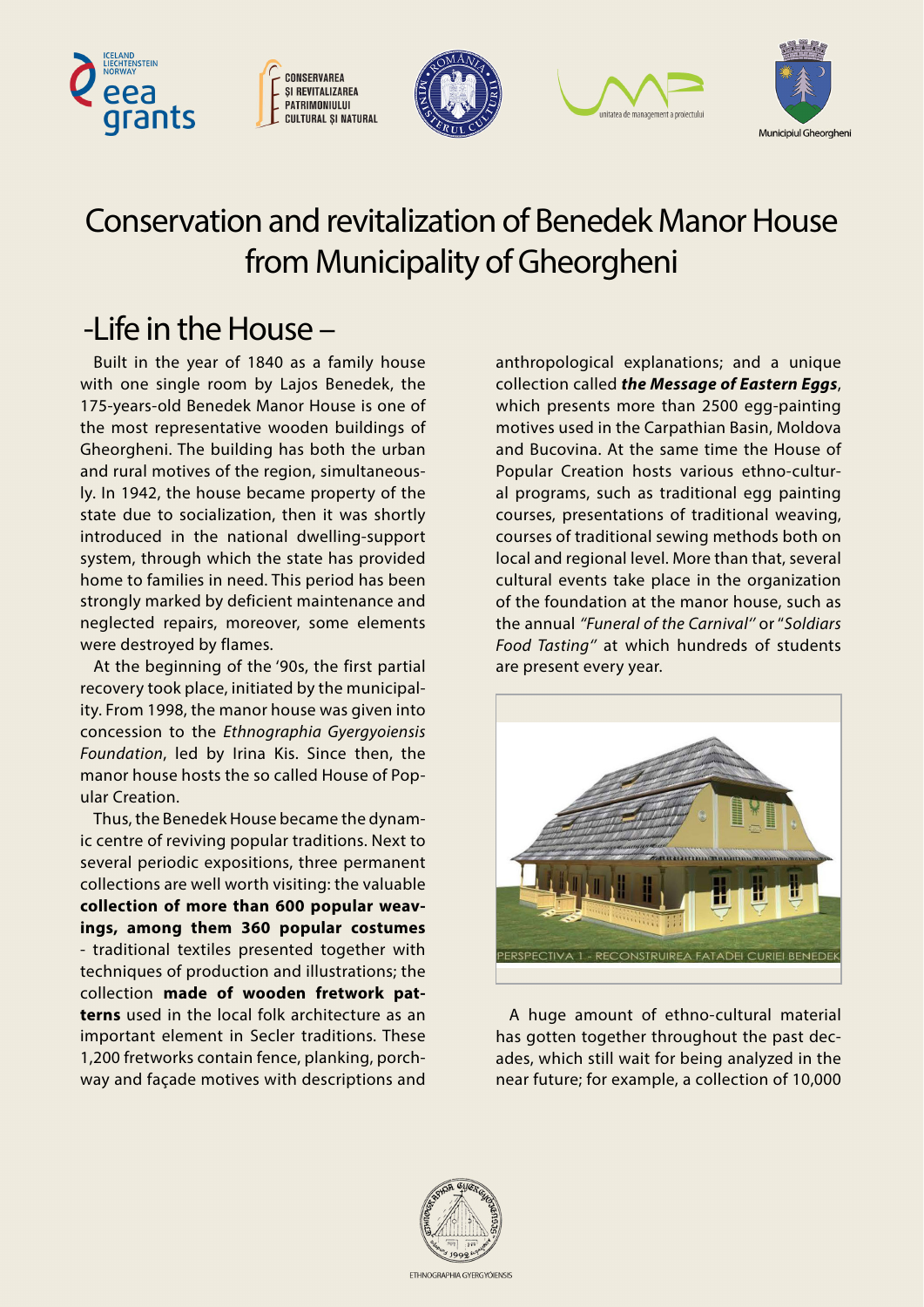# Conservation and revitalization of Benedek Manor House from Municipality of Gheorgheni

## -Life in the House –

Built in the year of 1840 as a family house with one single room by Lajos Benedek, the 175-years-old Benedek Manor House is one of the most representative wooden buildings of Gheorgheni. The building has both the urban and rural motives of the region, simultaneously. In 1942, the house became property of the state due to socialization, then it was shortly introduced in the national dwelling-support system, through which the state has provided home to families in need. This period has been strongly marked by deficient maintenance and neglected repairs, moreover, some elements were destroyed by flames.

At the beginning of the '90s, the first partial recovery took place, initiated by the municipality. From 1998, the manor house was given into concession to the *Ethnographia Gyergyoiensis Foundation*, led by Irina Kis. Since then, the manor house hosts the so called House of Popular Creation.

Thus, the Benedek House became the dynamic centre of reviving popular traditions. Next to several periodic expositions, three permanent collections are well worth visiting: the valuable **collection of more than 600 popular weavings, among them 360 popular costumes** - traditional textiles presented together with techniques of production and illustrations; the collection **made of wooden fretwork patterns** used in the local folk architecture as an important element in Secler traditions. These 1,200 fretworks contain fence, planking, porchway and façade motives with descriptions and anthropological explanations; and a unique collection called ***the Message of Eastern Eggs***, which presents more than 2500 egg-painting motives used in the Carpathian Basin, Moldova and Bucovina. At the same time the House of Popular Creation hosts various ethno-cultural programs, such as traditional egg painting courses, presentations of traditional weaving, courses of traditional sewing methods both on local and regional level. More than that, several cultural events take place in the organization of the foundation at the manor house, such as the annual *"Funeral of the Carnival"* or "*Soldiars Food Tasting"* at which hundreds of students are present every year.

PERSPECTIVA 1. - RECONSTRUIREA FATADEI CURIEI BENEDEK

A huge amount of ethno-cultural material has gotten together throughout the past decades, which still wait for being analyzed in the near future; for example, a collection of 10,000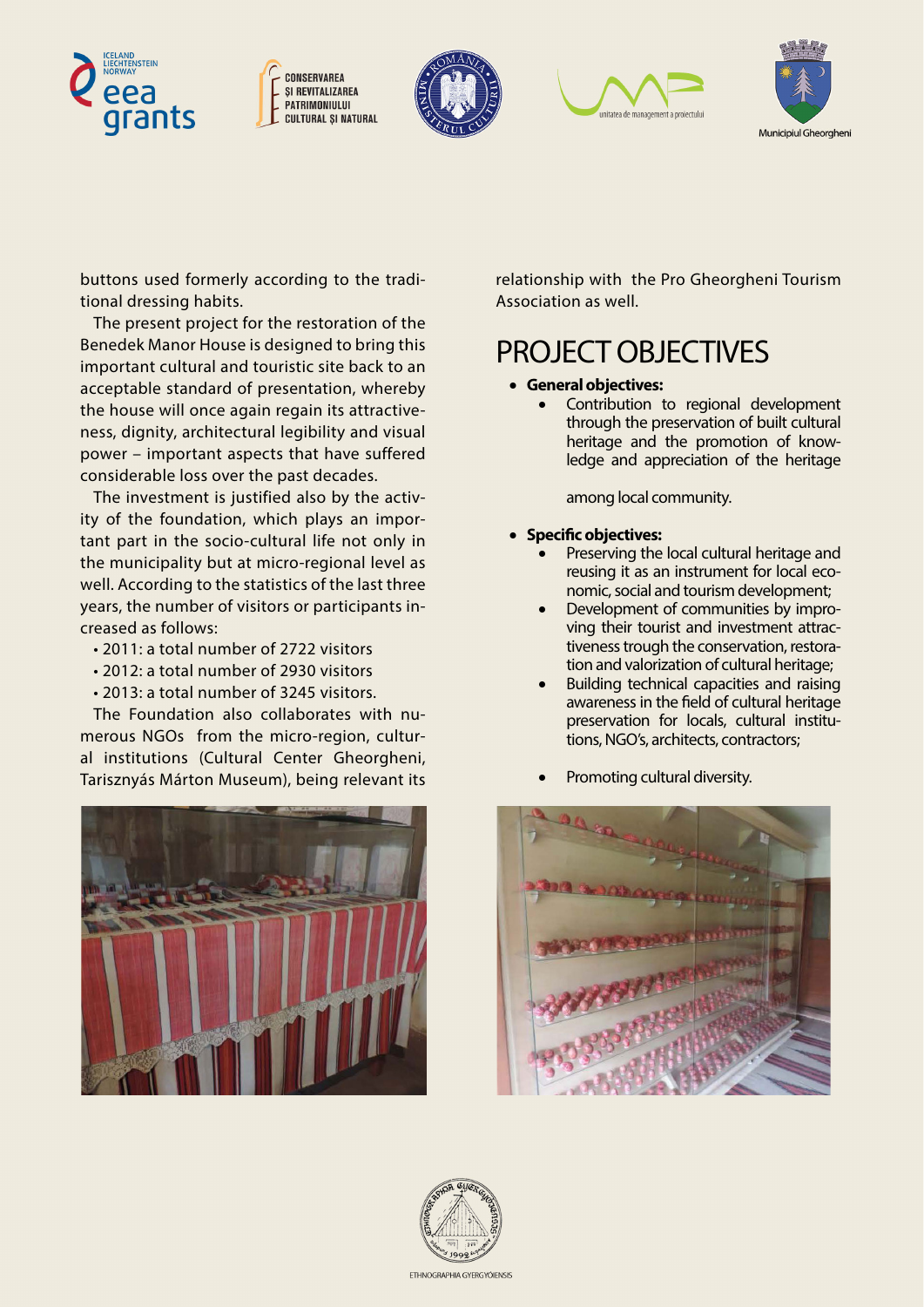buttons used formerly according to the traditional dressing habits.

The present project for the restoration of the Benedek Manor House is designed to bring this important cultural and touristic site back to an acceptable standard of presentation, whereby the house will once again regain its attractiveness, dignity, architectural legibility and visual power – important aspects that have suffered considerable loss over the past decades.

The investment is justified also by the activity of the foundation, which plays an important part in the socio-cultural life not only in the municipality but at micro-regional level as well. According to the statistics of the last three years, the number of visitors or participants increased as follows:

- 2011: a total number of 2722 visitors
- 2012: a total number of 2930 visitors
- 2013: a total number of 3245 visitors.

The Foundation also collaborates with numerous NGOs from the micro-region, cultural institutions (Cultural Center Gheorgheni, Tarisznyás Márton Museum), being relevant its relationship with the Pro Gheorgheni Tourism Association as well.

# PROJECT OBJECTIVES

- **General objectives:**
  - Contribution to regional development through the preservation of built cultural heritage and the promotion of knowledge and appreciation of the heritage among local community.
- **Specific objectives:**
  - Preserving the local cultural heritage and reusing it as an instrument for local economic, social and tourism development;
  - Development of communities by improving their tourist and investment attractiveness trough the conservation, restoration and valorization of cultural heritage;
  - Building technical capacities and raising awareness in the field of cultural heritage preservation for locals, cultural institutions, NGO's, architects, contractors;
  - Promoting cultural diversity.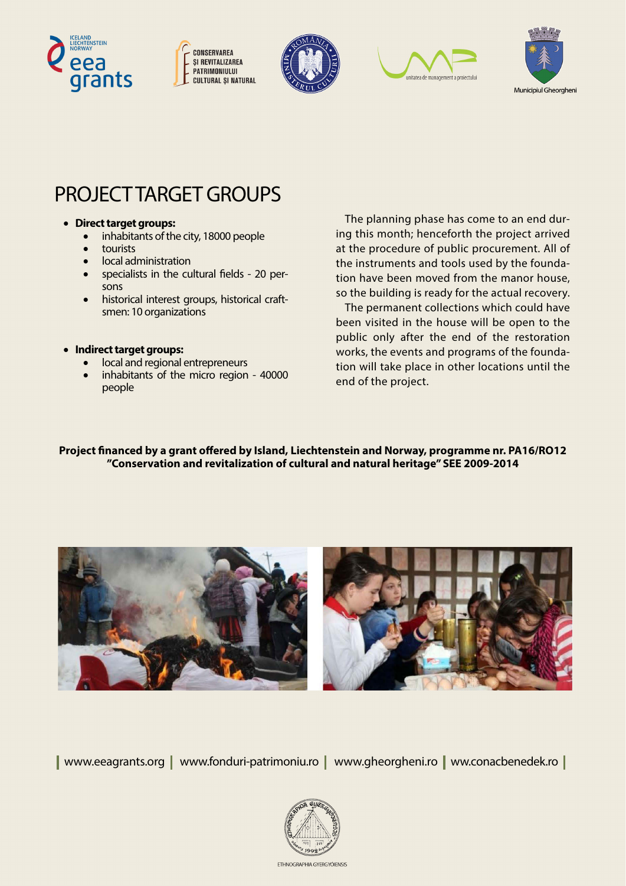# PROJECT TARGET GROUPS

- **Direct target groups:**
  - inhabitants of the city, 18000 people
  - tourists
  - local administration
  - specialists in the cultural fields - 20 persons
  - historical interest groups, historical craftsmen: 10 organizations

- **Indirect target groups:**
  - local and regional entrepreneurs
  - inhabitants of the micro region - 40000 people

The planning phase has come to an end during this month; henceforth the project arrived at the procedure of public procurement. All of the instruments and tools used by the foundation have been moved from the manor house, so the building is ready for the actual recovery.

The permanent collections which could have been visited in the house will be open to the public only after the end of the restoration works, the events and programs of the foundation will take place in other locations until the end of the project.

**Project financed by a grant offered by Island, Liechtenstein and Norway, programme nr. PA16/RO12 "Conservation and revitalization of cultural and natural heritage" SEE 2009-2014**

www.eeagrants.org | www.fonduri-patrimoniu.ro | www.gheorgheni.ro | ww.conacbenedek.ro